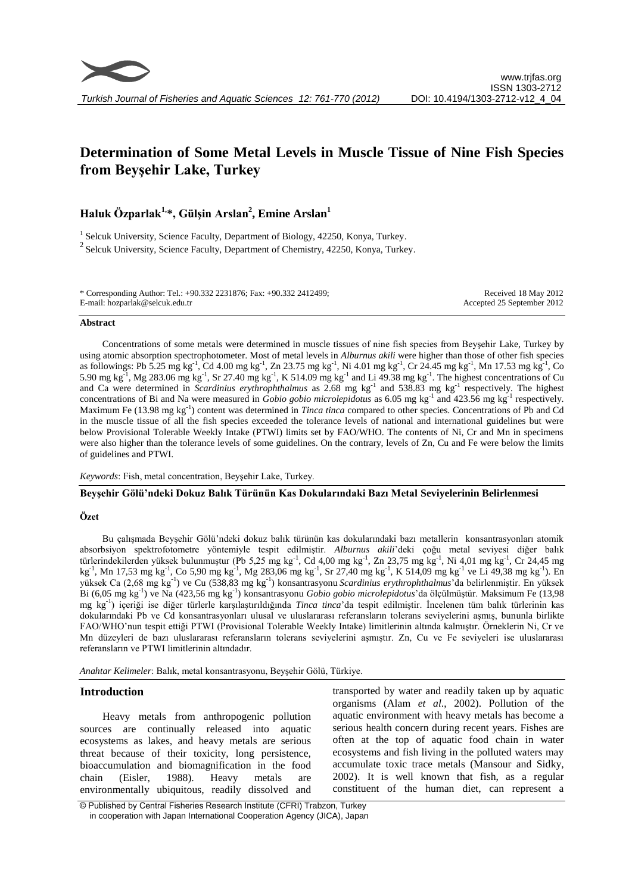# Determination of Some Metal Levels in Muscle Tissue of Nine Fish Species from Beyşehir Lake, Turkey

**Haluk Özparlak[1,]*, Gülşin Arslan[2], Emine Arslan[1]**

[1] Selcuk University, Science Faculty, Department of Biology, 42250, Konya, Turkey.

[2] Selcuk University, Science Faculty, Department of Chemistry, 42250, Konya, Turkey.

\* Corresponding Author: Tel.: +90.332 2231876; Fax: +90.332 2412499;
E-mail: hozparlak@selcuk.edu.tr

Received 18 May 2012
Accepted 25 September 2012

### Abstract

Concentrations of some metals were determined in muscle tissues of nine fish species from Beyşehir Lake, Turkey by using atomic absorption spectrophotometer. Most of metal levels in *Alburnus akili* were higher than those of other fish species as followings: Pb 5.25 mg $kg^{-1}$, Cd 4.00 mg $kg^{-1}$, Zn 23.75 mg $kg^{-1}$, Ni 4.01 mg $kg^{-1}$, Cr 24.45 mg $kg^{-1}$, Mn 17.53 mg $kg^{-1}$, Co 5.90 mg $kg^{-1}$, Mg 283.06 mg $kg^{-1}$, Sr 27.40 mg $kg^{-1}$, K 514.09 mg $kg^{-1}$ and Li 49.38 mg $kg^{-1}$. The highest concentrations of Cu and Ca were determined in *Scardinius erythrophthalmus* as 2.68 mg $kg^{-1}$ and 538.83 mg $kg^{-1}$ respectively. The highest concentrations of Bi and Na were measured in *Gobio gobio microlepidotus* as 6.05 mg $kg^{-1}$ and 423.56 mg $kg^{-1}$ respectively. Maximum Fe (13.98 mg $kg^{-1}$) content was determined in *Tinca tinca* compared to other species. Concentrations of Pb and Cd in the muscle tissue of all the fish species exceeded the tolerance levels of national and international guidelines but were below Provisional Tolerable Weekly Intake (PTWI) limits set by FAO/WHO. The contents of Ni, Cr and Mn in specimens were also higher than the tolerance levels of some guidelines. On the contrary, levels of Zn, Cu and Fe were below the limits of guidelines and PTWI.

*Keywords*: Fish, metal concentration, Beyşehir Lake, Turkey.

### Beyşehir Gölü'ndeki Dokuz Balık Türünün Kas Dokularındaki Bazı Metal Seviyelerinin Belirlenmesi

### Özet

Bu çalışmada Beyşehir Gölü'ndeki dokuz balık türünün kas dokularındaki bazı metallerin konsantrasyonları atomik absorbsiyon spektrofotometre yöntemiyle tespit edilmiştir. *Alburnus akili*'deki çoğu metal seviyesi diğer balık türlerindekilerden yüksek bulunmuştur (Pb 5,25 mg $kg^{-1}$, Cd 4,00 mg $kg^{-1}$, Zn 23,75 mg $kg^{-1}$, Ni 4,01 mg $kg^{-1}$, Cr 24,45 mg $kg^{-1}$, Mn 17,53 mg $kg^{-1}$, Co 5,90 mg $kg^{-1}$, Mg 283,06 mg $kg^{-1}$, Sr 27,40 mg $kg^{-1}$, K 514,09 mg $kg^{-1}$ ve Li 49,38 mg $kg^{-1}$). En yüksek Ca (2,68 mg $kg^{-1}$) ve Cu (538,83 mg $kg^{-1}$) konsantrasyonu *Scardinius erythrophthalmus*'da belirlenmiştir. En yüksek Bi (6,05 mg $kg^{-1}$) ve Na (423,56 mg $kg^{-1}$) konsantrasyonu *Gobio gobio microlepidotus*'da ölçülmüştür. Maksimum Fe (13,98 mg $kg^{-1}$) içeriği ise diğer türlerle karşılaştırıldığında *Tinca tinca*'da tespit edilmiştir. İncelenen tüm balık türlerinin kas dokularındaki Pb ve Cd konsantrasyonları ulusal ve uluslararası referansların tolerans seviyelerini aşmış, bununla birlikte FAO/WHO'nun tespit ettiği PTWI (Provisional Tolerable Weekly Intake) limitlerinin altında kalmıştır. Örneklerin Ni, Cr ve Mn düzeyleri de bazı uluslararası referansların tolerans seviyelerini aşmıştır. Zn, Cu ve Fe seviyeleri ise uluslararası referansların ve PTWI limitlerinin altındadır.

*Anahtar Kelimeler*: Balık, metal konsantrasyonu, Beyşehir Gölü, Türkiye.

## Introduction

Heavy metals from anthropogenic pollution sources are continually released into aquatic ecosystems as lakes, and heavy metals are serious threat because of their toxicity, long persistence, bioaccumulation and biomagnification in the food chain (Eisler, 1988). Heavy metals are environmentally ubiquitous, readily dissolved and transported by water and readily taken up by aquatic organisms (Alam *et al*., 2002). Pollution of the aquatic environment with heavy metals has become a serious health concern during recent years. Fishes are often at the top of aquatic food chain in water ecosystems and fish living in the polluted waters may accumulate toxic trace metals (Mansour and Sidky, 2002). It is well known that fish, as a regular constituent of the human diet, can represent a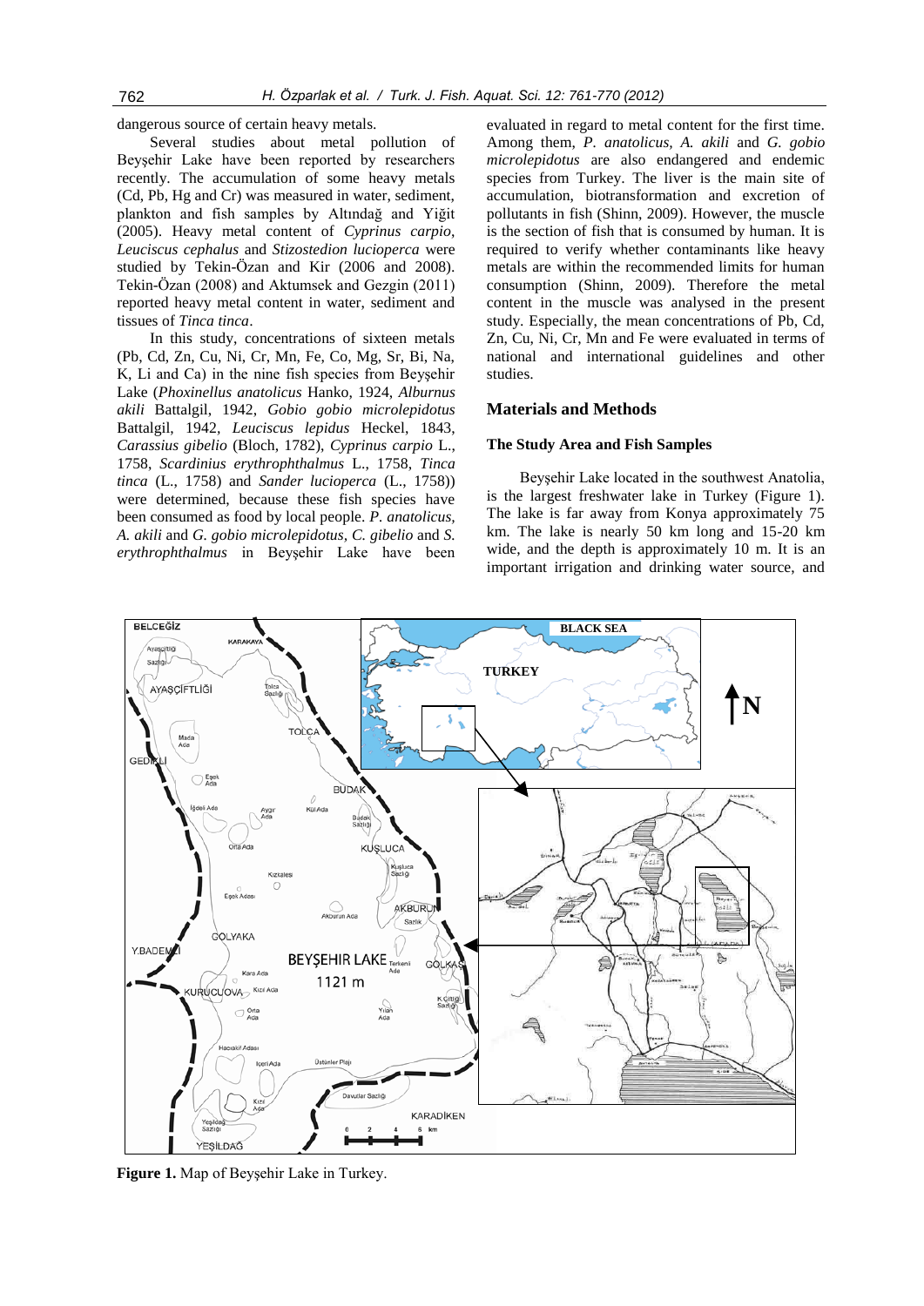dangerous source of certain heavy metals.

Several studies about metal pollution of Beyşehir Lake have been reported by researchers recently. The accumulation of some heavy metals (Cd, Pb, Hg and Cr) was measured in water, sediment, plankton and fish samples by Altındağ and Yiğit (2005). Heavy metal content of *Cyprinus carpio*, *Leuciscus cephalus* and *Stizostedion lucioperca* were studied by Tekin-Özan and Kir (2006 and 2008). Tekin-Özan (2008) and Aktumsek and Gezgin (2011) reported heavy metal content in water, sediment and tissues of *Tinca tinca*.

In this study, concentrations of sixteen metals (Pb, Cd, Zn, Cu, Ni, Cr, Mn, Fe, Co, Mg, Sr, Bi, Na, K, Li and Ca) in the nine fish species from Beyşehir Lake (*Phoxinellus anatolicus* Hanko, 1924, *Alburnus akili* Battalgil, 1942, *Gobio gobio microlepidotus* Battalgil, 1942, *Leuciscus lepidus* Heckel, 1843, *Carassius gibelio* (Bloch, 1782), *Cyprinus carpio* L., 1758, *Scardinius erythrophthalmus* L., 1758, *Tinca tinca* (L., 1758) and *Sander lucioperca* (L., 1758)) were determined, because these fish species have been consumed as food by local people. *P. anatolicus*, *A. akili* and *G. gobio microlepidotus*, *C. gibelio* and *S. erythrophthalmus* in Beyşehir Lake have been evaluated in regard to metal content for the first time. Among them, *P. anatolicus*, *A. akili* and *G. gobio microlepidotus* are also endangered and endemic species from Turkey. The liver is the main site of accumulation, biotransformation and excretion of pollutants in fish (Shinn, 2009). However, the muscle is the section of fish that is consumed by human. It is required to verify whether contaminants like heavy metals are within the recommended limits for human consumption (Shinn, 2009). Therefore the metal content in the muscle was analysed in the present study. Especially, the mean concentrations of Pb, Cd, Zn, Cu, Ni, Cr, Mn and Fe were evaluated in terms of national and international guidelines and other studies.

## Materials and Methods

### The Study Area and Fish Samples

Beyşehir Lake located in the southwest Anatolia, is the largest freshwater lake in Turkey (Figure 1). The lake is far away from Konya approximately 75 km. The lake is nearly 50 km long and 15-20 km wide, and the depth is approximately 10 m. It is an important irrigation and drinking water source, and

**Figure 1.** Map of Beyşehir Lake in Turkey.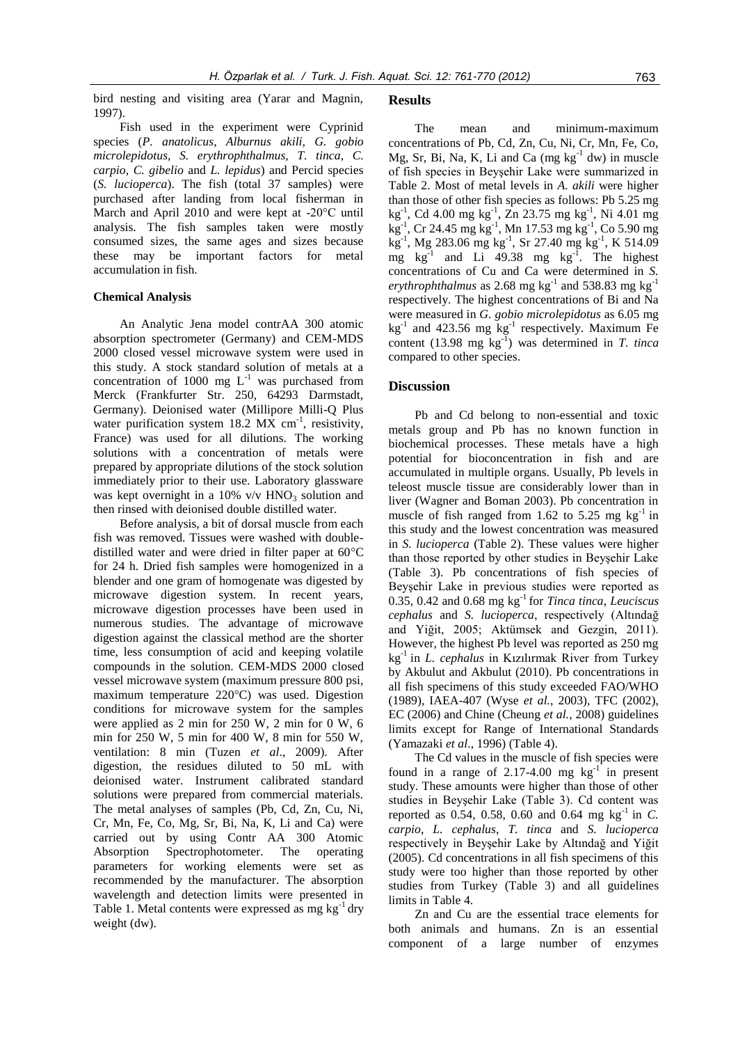bird nesting and visiting area (Yarar and Magnin, 1997).

Fish used in the experiment were Cyprinid species (*P. anatolicus*, *Alburnus akili*, *G. gobio microlepidotus*, *S. erythrophthalmus*, *T. tinca*, *C. carpio*, *C. gibelio* and *L. lepidus*) and Percid species (*S. lucioperca*). The fish (total 37 samples) were purchased after landing from local fisherman in March and April 2010 and were kept at -20°C until analysis. The fish samples taken were mostly consumed sizes, the same ages and sizes because these may be important factors for metal accumulation in fish.

### Chemical Analysis

An Analytic Jena model contrAA 300 atomic absorption spectrometer (Germany) and CEM-MDS 2000 closed vessel microwave system were used in this study. A stock standard solution of metals at a concentration of 1000 mg $L^{-1}$ was purchased from Merck (Frankfurter Str. 250, 64293 Darmstadt, Germany). Deionised water (Millipore Milli-Q Plus water purification system 18.2 MX $cm^{-1}$, resistivity, France) was used for all dilutions. The working solutions with a concentration of metals were prepared by appropriate dilutions of the stock solution immediately prior to their use. Laboratory glassware was kept overnight in a 10% v/v $HNO_3$ solution and then rinsed with deionised double distilled water.

Before analysis, a bit of dorsal muscle from each fish was removed. Tissues were washed with double-distilled water and were dried in filter paper at 60°C for 24 h. Dried fish samples were homogenized in a blender and one gram of homogenate was digested by microwave digestion system. In recent years, microwave digestion processes have been used in numerous studies. The advantage of microwave digestion against the classical method are the shorter time, less consumption of acid and keeping volatile compounds in the solution. CEM-MDS 2000 closed vessel microwave system (maximum pressure 800 psi, maximum temperature 220°C) was used. Digestion conditions for microwave system for the samples were applied as 2 min for 250 W, 2 min for 0 W, 6 min for 250 W, 5 min for 400 W, 8 min for 550 W, ventilation: 8 min (Tuzen *et al*., 2009). After digestion, the residues diluted to 50 mL with deionised water. Instrument calibrated standard solutions were prepared from commercial materials. The metal analyses of samples (Pb, Cd, Zn, Cu, Ni, Cr, Mn, Fe, Co, Mg, Sr, Bi, Na, K, Li and Ca) were carried out by using Contr AA 300 Atomic Absorption Spectrophotometer. The operating parameters for working elements were set as recommended by the manufacturer. The absorption wavelength and detection limits were presented in Table 1. Metal contents were expressed as mg $kg^{-1}$ dry weight (dw).

## Results

The mean and minimum-maximum concentrations of Pb, Cd, Zn, Cu, Ni, Cr, Mn, Fe, Co, Mg, Sr, Bi, Na, K, Li and Ca (mg $kg^{-1}$ dw) in muscle of fish species in Beyşehir Lake were summarized in Table 2. Most of metal levels in *A. akili* were higher than those of other fish species as follows: Pb 5.25 mg $kg^{-1}$, Cd 4.00 mg $kg^{-1}$, Zn 23.75 mg $kg^{-1}$, Ni 4.01 mg $kg^{-1}$, Cr 24.45 mg $kg^{-1}$, Mn 17.53 mg $kg^{-1}$, Co 5.90 mg $kg^{-1}$, Mg 283.06 mg $kg^{-1}$, Sr 27.40 mg $kg^{-1}$, K 514.09 mg $kg^{-1}$ and Li 49.38 mg $kg^{-1}$. The highest concentrations of Cu and Ca were determined in *S. erythrophthalmus* as 2.68 mg $kg^{-1}$ and 538.83 mg $kg^{-1}$ respectively. The highest concentrations of Bi and Na were measured in *G. gobio microlepidotus* as 6.05 mg $kg^{-1}$ and 423.56 mg $kg^{-1}$ respectively. Maximum Fe content (13.98 mg $kg^{-1}$) was determined in *T. tinca* compared to other species.

## Discussion

Pb and Cd belong to non-essential and toxic metals group and Pb has no known function in biochemical processes. These metals have a high potential for bioconcentration in fish and are accumulated in multiple organs. Usually, Pb levels in teleost muscle tissue are considerably lower than in liver (Wagner and Boman 2003). Pb concentration in muscle of fish ranged from 1.62 to 5.25 mg $kg^{-1}$ in this study and the lowest concentration was measured in *S. lucioperca* (Table 2). These values were higher than those reported by other studies in Beyşehir Lake (Table 3). Pb concentrations of fish species of Beyşehir Lake in previous studies were reported as 0.35, 0.42 and 0.68 mg $kg^{-1}$ for *Tinca tinca*, *Leuciscus cephalus* and *S. lucioperca*, respectively (Altındağ and Yiğit, 2005; Aktümsek and Gezgin, 2011). However, the highest Pb level was reported as 250 mg $kg^{-1}$ in *L. cephalus* in Kızılırmak River from Turkey by Akbulut and Akbulut (2010). Pb concentrations in all fish specimens of this study exceeded FAO/WHO (1989), IAEA-407 (Wyse *et al.*, 2003), TFC (2002), EC (2006) and Chine (Cheung *et al.*, 2008) guidelines limits except for Range of International Standards (Yamazaki *et al*., 1996) (Table 4).

The Cd values in the muscle of fish species were found in a range of 2.17-4.00 mg $kg^{-1}$ in present study. These amounts were higher than those of other studies in Beyşehir Lake (Table 3). Cd content was reported as 0.54, 0.58, 0.60 and 0.64 mg $kg^{-1}$ in *C. carpio*, *L. cephalus*, *T. tinca* and *S. lucioperca* respectively in Beyşehir Lake by Altındağ and Yiğit (2005). Cd concentrations in all fish specimens of this study were too higher than those reported by other studies from Turkey (Table 3) and all guidelines limits in Table 4.

Zn and Cu are the essential trace elements for both animals and humans. Zn is an essential component of a large number of enzymes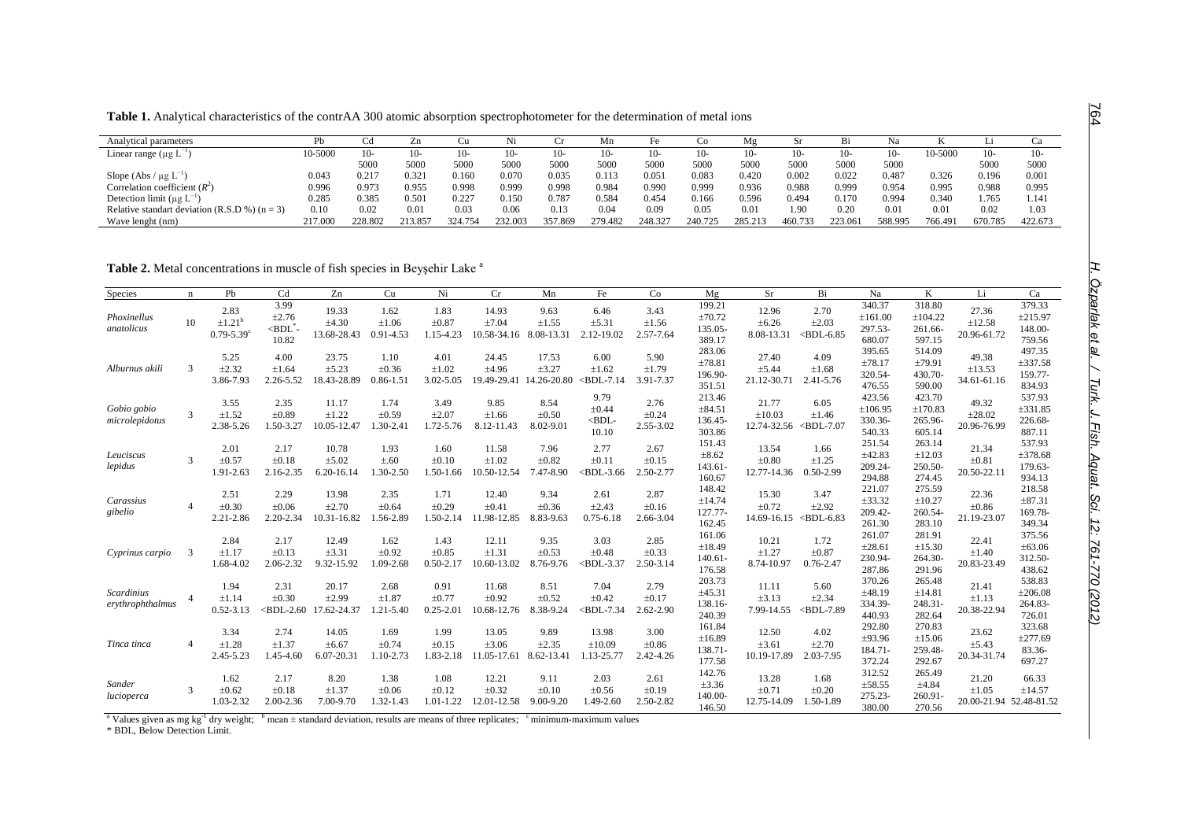**Table 1.** Analytical characteristics of the contrAA 300 atomic absorption spectrophotometer for the determination of metal ions

| Analytical parameters | Pb | Cd | Zn | Cu | Ni | Cr | Mn | Fe | Co | Mg | Sr | Bi | Na | K | Li | Ca |
|---|---|---|---|---|---|---|---|---|---|---|---|---|---|---|---|---|
| Linear range (μg $L^{-1}$) | 10-5000 | 10-5000 | 10-5000 | 10-5000 | 10-5000 | 10-5000 | 10-5000 | 10-5000 | 10-5000 | 10-5000 | 10-5000 | 10-5000 | 10-5000 | 10-5000 | 10-5000 | 10-5000 |
| Slope (Abs / μg $L^{-1}$) | 0.043 | 0.217 | 0.321 | 0.160 | 0.070 | 0.035 | 0.113 | 0.051 | 0.083 | 0.420 | 0.002 | 0.022 | 0.487 | 0.326 | 0.196 | 0.001 |
| Correlation coefficient ($R^2$) | 0.996 | 0.973 | 0.955 | 0.998 | 0.999 | 0.998 | 0.984 | 0.990 | 0.999 | 0.936 | 0.988 | 0.999 | 0.954 | 0.995 | 0.988 | 0.995 |
| Detection limit (μg $L^{-1}$) | 0.285 | 0.385 | 0.501 | 0.227 | 0.150 | 0.787 | 0.584 | 0.454 | 0.166 | 0.596 | 0.494 | 0.170 | 0.994 | 0.340 | 1.765 | 1.141 |
| Relative standart deviation (R.S.D %) (n = 3) | 0.10 | 0.02 | 0.01 | 0.03 | 0.06 | 0.13 | 0.04 | 0.09 | 0.05 | 0.01 | 1.90 | 0.20 | 0.01 | 0.01 | 0.02 | 1.03 |
| Wave lenght (nm) | 217.000 | 228.802 | 213.857 | 324.754 | 232.003 | 357.869 | 279.482 | 248.327 | 240.725 | 285.213 | 460.733 | 223.061 | 588.995 | 766.491 | 670.785 | 422.673 |

**Table 2.** Metal concentrations in muscle of fish species in Beyşehir Lake [a]

| Species | n | Pb | Cd | Zn | Cu | Ni | Cr | Mn | Fe | Co | Mg | Sr | Bi | Na | K | Li | Ca |
|---|---|---|---|---|---|---|---|---|---|---|---|---|---|---|---|---|---|
| *Phoxinellus anatolicus* | 10 | 2.83 ±1.21[b] 0.79-5.39[c] | 3.99 ±2.76 <BDL*-10.82 | 19.33 ±4.30 13.68-28.43 | 1.62 ±1.06 0.91-4.53 | 1.83 ±0.87 1.15-4.23 | 14.93 ±7.04 10.58-34.16 | 9.63 ±1.55 8.08-13.31 | 6.46 ±5.31 2.12-19.02 | 3.43 ±1.56 2.57-7.64 | 199.21 ±70.72 135.05-389.17 | 12.96 ±6.26 8.08-13.31 | 2.70 ±2.03 <BDL-6.85 | 340.37 ±161.00 297.53-680.07 | 318.80 ±104.22 261.66-597.15 | 27.36 ±12.58 20.96-61.72 | 379.33 ±215.97 148.00-759.56 |
| *Alburnus akili* | 3 | 5.25 ±2.32 3.86-7.93 | 4.00 ±1.64 2.26-5.52 | 23.75 ±5.23 18.43-28.89 | 1.10 ±0.36 0.86-1.51 | 4.01 ±1.02 3.02-5.05 | 24.45 ±4.96 19.49-29.41 | 17.53 ±3.27 14.26-20.80 | 6.00 ±1.62 <BDL-7.14 | 5.90 ±1.79 3.91-7.37 | 283.06 ±78.81 196.90-351.51 | 27.40 ±5.44 21.12-30.71 | 4.09 ±1.68 2.41-5.76 | 395.65 ±78.17 320.54-476.55 | 514.09 ±79.91 430.70-590.00 | 49.38 ±13.53 34.61-61.16 | 497.35 ±337.58 159.77-834.93 |
| *Gobio gobio microlepidotus* | 3 | 3.55 ±1.52 2.38-5.26 | 2.35 ±0.89 1.50-3.27 | 11.17 ±1.22 10.05-12.47 | 1.74 ±0.59 1.30-2.41 | 3.49 ±2.07 1.72-5.76 | 9.85 ±1.66 8.12-11.43 | 8.54 ±0.50 8.02-9.01 | 9.79 ±0.44 <BDL-10.10 | 2.76 ±0.24 2.55-3.02 | 213.46 ±84.51 136.45-303.86 | 21.77 ±10.03 12.74-32.56 | 6.05 ±1.46 <BDL-7.07 | 423.56 ±106.95 330.36-540.33 | 423.60 ±170.83 265.96-605.14 | 49.32 ±28.02 20.96-76.99 | 537.93 ±331.85 226.68-887.11 |
| *Leuciscus lepidus* | 3 | 2.01 ±0.57 1.91-2.63 | 2.17 ±0.18 2.16-2.35 | 10.78 ±5.02 6.20-16.14 | 1.93 ±.60 1.30-2.50 | 1.60 ±0.10 1.50-1.66 | 11.58 ±1.02 10.50-12.54 | 7.96 ±0.82 7.47-8.90 | 2.77 ±0.11 <BDL-3.66 | 2.67 ±0.15 2.50-2.77 | 151.43 ±8.62 143.61-160.67 | 13.54 ±0.80 12.77-14.36 | 1.66 ±1.25 0.50-2.99 | 251.54 ±42.83 209.24-294.88 | 263.14 ±12.03 250.50-274.45 | 21.34 ±0.81 20.50-22.11 | 537.93 ±378.68 179.63-934.13 |
| *Carassius gibelio* | 4 | 2.51 ±0.30 2.21-2.86 | 2.29 ±0.06 2.20-2.34 | 13.98 ±2.70 10.31-16.82 | 2.35 ±0.64 1.56-2.89 | 1.71 ±0.29 1.50-2.14 | 12.40 ±0.41 11.98-12.85 | 9.34 ±0.36 8.83-9.63 | 2.61 ±2.43 0.75-6.18 | 2.87 ±0.16 2.66-3.04 | 148.42 ±14.74 127.77-162.45 | 15.30 ±0.72 14.69-16.15 | 3.47 ±2.92 <BDL-6.83 | 221.07 ±33.32 209.42-261.30 | 275.59 ±10.27 260.54-283.10 | 22.36 ±0.86 21.19-23.07 | 218.58 ±87.31 169.78-349.34 |
| *Cyprinus carpio* | 3 | 2.84 ±1.17 1.68-4.02 | 2.17 ±0.13 2.06-2.32 | 12.49 ±3.31 9.32-15.92 | 1.62 ±0.92 1.09-2.68 | 1.43 ±0.85 0.50-2.17 | 12.11 ±1.31 10.60-13.02 | 9.35 ±0.53 8.76-9.76 | 3.03 ±0.48 <BDL-3.37 | 2.85 ±0.33 2.50-3.14 | 161.06 ±18.49 140.61-176.58 | 10.21 ±1.27 8.74-10.97 | 1.72 ±0.87 0.76-2.47 | 261.07 ±28.61 230.94-287.86 | 281.91 ±15.30 264.30-291.96 | 22.41 ±1.40 20.83-23.49 | 375.56 ±63.06 312.50-438.62 |
| *Scardinius erythrophthalmus* | 4 | 1.94 ±1.14 0.52-3.13 | 2.31 ±0.30 <BDL-2.60 | 20.17 ±2.99 17.62-24.37 | 2.68 ±1.87 1.21-5.40 | 0.91 ±0.77 0.25-2.01 | 11.68 ±0.92 10.68-12.76 | 8.51 ±0.52 8.38-9.24 | 7.04 ±0.42 <BDL-7.34 | 2.79 ±0.17 2.62-2.90 | 203.73 ±45.31 138.16-240.39 | 11.11 ±3.13 7.99-14.55 | 5.60 ±2.34 <BDL-7.89 | 370.26 ±48.19 334.39-440.93 | 265.48 ±14.81 248.31-282.64 | 21.41 ±1.13 20.38-22.94 | 538.83 ±206.08 264.83-726.01 |
| *Tinca tinca* | 4 | 3.34 ±1.28 2.45-5.23 | 2.74 ±1.37 1.45-4.60 | 14.05 ±6.67 6.07-20.31 | 1.69 ±0.74 1.10-2.73 | 1.99 ±0.15 1.83-2.18 | 13.05 ±3.06 11.05-17.61 | 9.89 ±2.35 8.62-13.41 | 13.98 ±10.09 1.13-25.77 | 3.00 ±0.86 2.42-4.26 | 161.84 ±16.89 138.71-177.58 | 12.50 ±3.61 10.19-17.89 | 4.02 ±2.70 2.03-7.95 | 292.80 ±93.96 184.71-372.24 | 270.83 ±15.06 259.48-292.67 | 23.62 ±5.43 20.34-31.74 | 323.68 ±277.69 83.36-697.27 |
| *Sander lucioperca* | 3 | 1.62 ±0.62 1.03-2.32 | 2.17 ±0.18 2.00-2.36 | 8.20 ±1.37 7.00-9.70 | 1.38 ±0.06 1.32-1.43 | 1.08 ±0.12 1.01-1.22 | 12.21 ±0.32 12.01-12.58 | 9.11 ±0.10 9.00-9.20 | 2.03 ±0.56 1.49-2.60 | 2.61 ±0.19 2.50-2.82 | 142.76 ±3.36 140.00-146.50 | 13.28 ±0.71 12.75-14.09 | 1.68 ±0.20 1.50-1.89 | 312.52 ±58.55 275.23-380.00 | 265.49 ±4.84 260.91-270.56 | 21.20 ±1.05 20.00-21.94 | 66.33 ±14.57 52.48-81.52 |

[a] Values given as mg $kg^{-1}$ dry weight; [b] mean ± standard deviation, results are means of three replicates; [c] minimum-maximum values

* BDL, Below Detection Limit.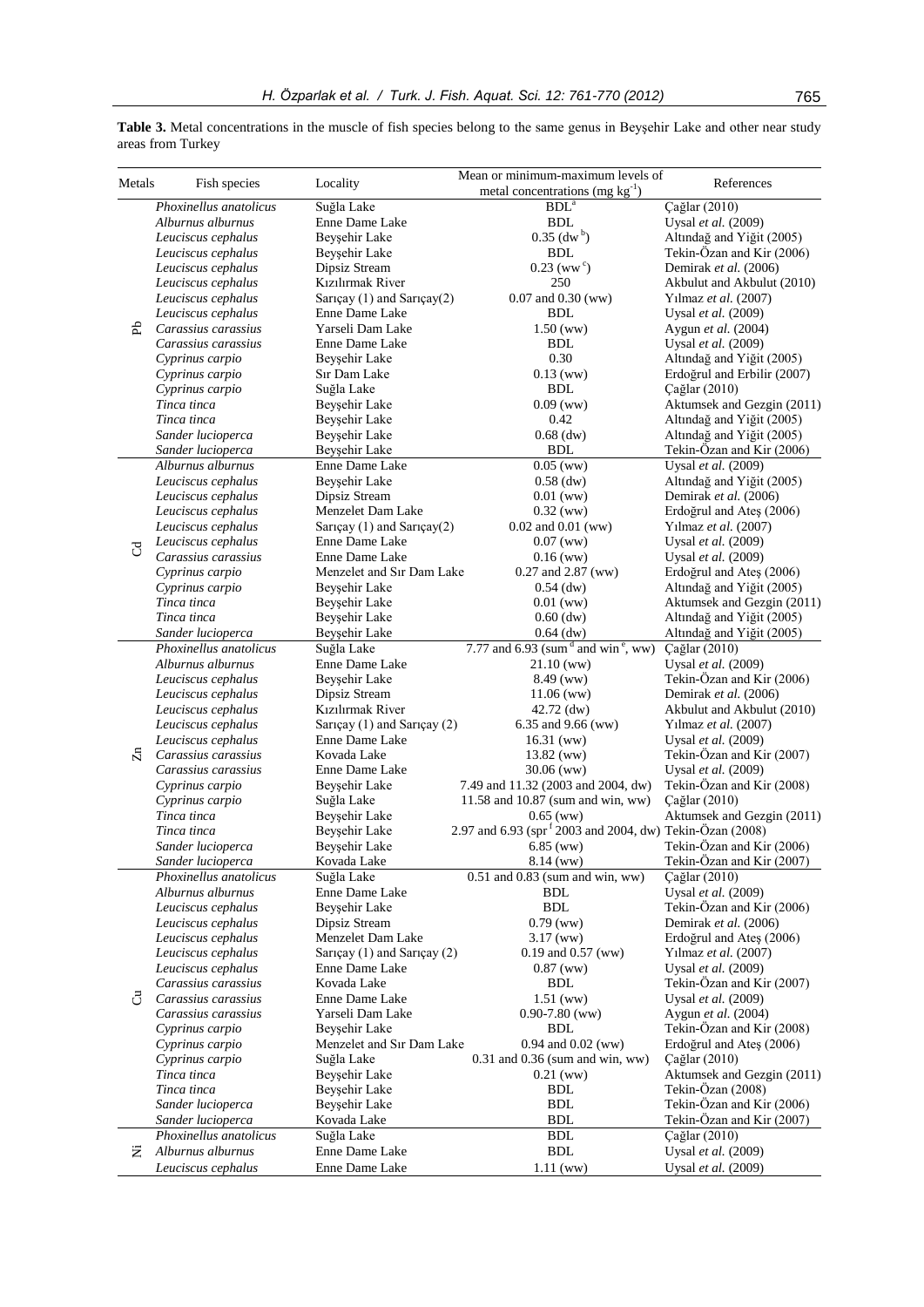**Table 3.** Metal concentrations in the muscle of fish species belong to the same genus in Beyşehir Lake and other near study areas from Turkey

| Metals | Fish species | Locality | Mean or minimum-maximum levels of metal concentrations (mg kg$^{-1}$) | References |
|---|---|---|---|---|
| Pb | *Phoxinellus anatolicus* | Suğla Lake | BDL[a] | Çağlar (2010) |
| | *Alburnus alburnus* | Enne Dame Lake | BDL | Uysal *et al.* (2009) |
| | *Leuciscus cephalus* | Beyşehir Lake | 0.35 (dw[b]) | Altındağ and Yiğit (2005) |
| | *Leuciscus cephalus* | Beyşehir Lake | BDL | Tekin-Özan and Kir (2006) |
| | *Leuciscus cephalus* | Dipsiz Stream | 0.23 (ww[c]) | Demirak *et al.* (2006) |
| | *Leuciscus cephalus* | Kızılırmak River | 250 | Akbulut and Akbulut (2010) |
| | *Leuciscus cephalus* | Sarıçay (1) and Sarıçay(2) | 0.07 and 0.30 (ww) | Yılmaz *et al.* (2007) |
| | *Leuciscus cephalus* | Enne Dame Lake | BDL | Uysal *et al.* (2009) |
| | *Carassius carassius* | Yarseli Dam Lake | 1.50 (ww) | Aygun *et al.* (2004) |
| | *Carassius carassius* | Enne Dame Lake | BDL | Uysal *et al.* (2009) |
| | *Cyprinus carpio* | Beyşehir Lake | 0.30 | Altındağ and Yiğit (2005) |
| | *Cyprinus carpio* | Sır Dam Lake | 0.13 (ww) | Erdoğrul and Erbilir (2007) |
| | *Cyprinus carpio* | Suğla Lake | BDL | Çağlar (2010) |
| | *Tinca tinca* | Beyşehir Lake | 0.09 (ww) | Aktumsek and Gezgin (2011) |
| | *Tinca tinca* | Beyşehir Lake | 0.42 | Altındağ and Yiğit (2005) |
| | *Sander lucioperca* | Beyşehir Lake | 0.68 (dw) | Altındağ and Yiğit (2005) |
| | *Sander lucioperca* | Beyşehir Lake | BDL | Tekin-Özan and Kir (2006) |
| Cd | *Alburnus alburnus* | Enne Dame Lake | 0.05 (ww) | Uysal *et al.* (2009) |
| | *Leuciscus cephalus* | Beyşehir Lake | 0.58 (dw) | Altındağ and Yiğit (2005) |
| | *Leuciscus cephalus* | Dipsiz Stream | 0.01 (ww) | Demirak *et al.* (2006) |
| | *Leuciscus cephalus* | Menzelet Dam Lake | 0.32 (ww) | Erdoğrul and Ateş (2006) |
| | *Leuciscus cephalus* | Sarıçay (1) and Sarıçay(2) | 0.02 and 0.01 (ww) | Yılmaz *et al.* (2007) |
| | *Leuciscus cephalus* | Enne Dame Lake | 0.07 (ww) | Uysal *et al.* (2009) |
| | *Carassius carassius* | Enne Dame Lake | 0.16 (ww) | Uysal *et al.* (2009) |
| | *Cyprinus carpio* | Menzelet and Sır Dam Lake | 0.27 and 2.87 (ww) | Erdoğrul and Ateş (2006) |
| | *Cyprinus carpio* | Beyşehir Lake | 0.54 (dw) | Altındağ and Yiğit (2005) |
| | *Tinca tinca* | Beyşehir Lake | 0.01 (ww) | Aktumsek and Gezgin (2011) |
| | *Tinca tinca* | Beyşehir Lake | 0.60 (dw) | Altındağ and Yiğit (2005) |
| | *Sander lucioperca* | Beyşehir Lake | 0.64 (dw) | Altındağ and Yiğit (2005) |
| Zn | *Phoxinellus anatolicus* | Suğla Lake | 7.77 and 6.93 (sum[d] and win[e], ww) | Çağlar (2010) |
| | *Alburnus alburnus* | Enne Dame Lake | 21.10 (ww) | Uysal *et al.* (2009) |
| | *Leuciscus cephalus* | Beyşehir Lake | 8.49 (ww) | Tekin-Özan and Kir (2006) |
| | *Leuciscus cephalus* | Dipsiz Stream | 11.06 (ww) | Demirak *et al.* (2006) |
| | *Leuciscus cephalus* | Kızılırmak River | 42.72 (dw) | Akbulut and Akbulut (2010) |
| | *Leuciscus cephalus* | Sarıçay (1) and Sarıçay (2) | 6.35 and 9.66 (ww) | Yılmaz *et al.* (2007) |
| | *Leuciscus cephalus* | Enne Dame Lake | 16.31 (ww) | Uysal *et al.* (2009) |
| | *Carassius carassius* | Kovada Lake | 13.82 (ww) | Tekin-Özan and Kir (2007) |
| | *Carassius carassius* | Enne Dame Lake | 30.06 (ww) | Uysal *et al.* (2009) |
| | *Cyprinus carpio* | Beyşehir Lake | 7.49 and 11.32 (2003 and 2004, dw) | Tekin-Özan and Kir (2008) |
| | *Cyprinus carpio* | Suğla Lake | 11.58 and 10.87 (sum and win, ww) | Çağlar (2010) |
| | *Tinca tinca* | Beyşehir Lake | 0.65 (ww) | Aktumsek and Gezgin (2011) |
| | *Tinca tinca* | Beyşehir Lake | 2.97 and 6.93 (spr[f] 2003 and 2004, dw) | Tekin-Özan (2008) |
| | *Sander lucioperca* | Beyşehir Lake | 6.85 (ww) | Tekin-Özan and Kir (2006) |
| | *Sander lucioperca* | Kovada Lake | 8.14 (ww) | Tekin-Özan and Kir (2007) |
| Cu | *Phoxinellus anatolicus* | Suğla Lake | 0.51 and 0.83 (sum and win, ww) | Çağlar (2010) |
| | *Alburnus alburnus* | Enne Dame Lake | BDL | Uysal *et al.* (2009) |
| | *Leuciscus cephalus* | Beyşehir Lake | BDL | Tekin-Özan and Kir (2006) |
| | *Leuciscus cephalus* | Dipsiz Stream | 0.79 (ww) | Demirak *et al.* (2006) |
| | *Leuciscus cephalus* | Menzelet Dam Lake | 3.17 (ww) | Erdoğrul and Ateş (2006) |
| | *Leuciscus cephalus* | Sarıçay (1) and Sarıçay (2) | 0.19 and 0.57 (ww) | Yılmaz *et al.* (2007) |
| | *Leuciscus cephalus* | Enne Dame Lake | 0.87 (ww) | Uysal *et al.* (2009) |
| | *Carassius carassius* | Kovada Lake | BDL | Tekin-Özan and Kir (2007) |
| | *Carassius carassius* | Enne Dame Lake | 1.51 (ww) | Uysal *et al.* (2009) |
| | *Carassius carassius* | Yarseli Dam Lake | 0.90-7.80 (ww) | Aygun *et al.* (2004) |
| | *Cyprinus carpio* | Beyşehir Lake | BDL | Tekin-Özan and Kir (2008) |
| | *Cyprinus carpio* | Menzelet and Sır Dam Lake | 0.94 and 0.02 (ww) | Erdoğrul and Ateş (2006) |
| | *Cyprinus carpio* | Suğla Lake | 0.31 and 0.36 (sum and win, ww) | Çağlar (2010) |
| | *Tinca tinca* | Beyşehir Lake | 0.21 (ww) | Aktumsek and Gezgin (2011) |
| | *Tinca tinca* | Beyşehir Lake | BDL | Tekin-Özan (2008) |
| | *Sander lucioperca* | Beyşehir Lake | BDL | Tekin-Özan and Kir (2006) |
| | *Sander lucioperca* | Kovada Lake | BDL | Tekin-Özan and Kir (2007) |
| Ni | *Phoxinellus anatolicus* | Suğla Lake | BDL | Çağlar (2010) |
| | *Alburnus alburnus* | Enne Dame Lake | BDL | Uysal *et al.* (2009) |
| | *Leuciscus cephalus* | Enne Dame Lake | 1.11 (ww) | Uysal *et al.* (2009) |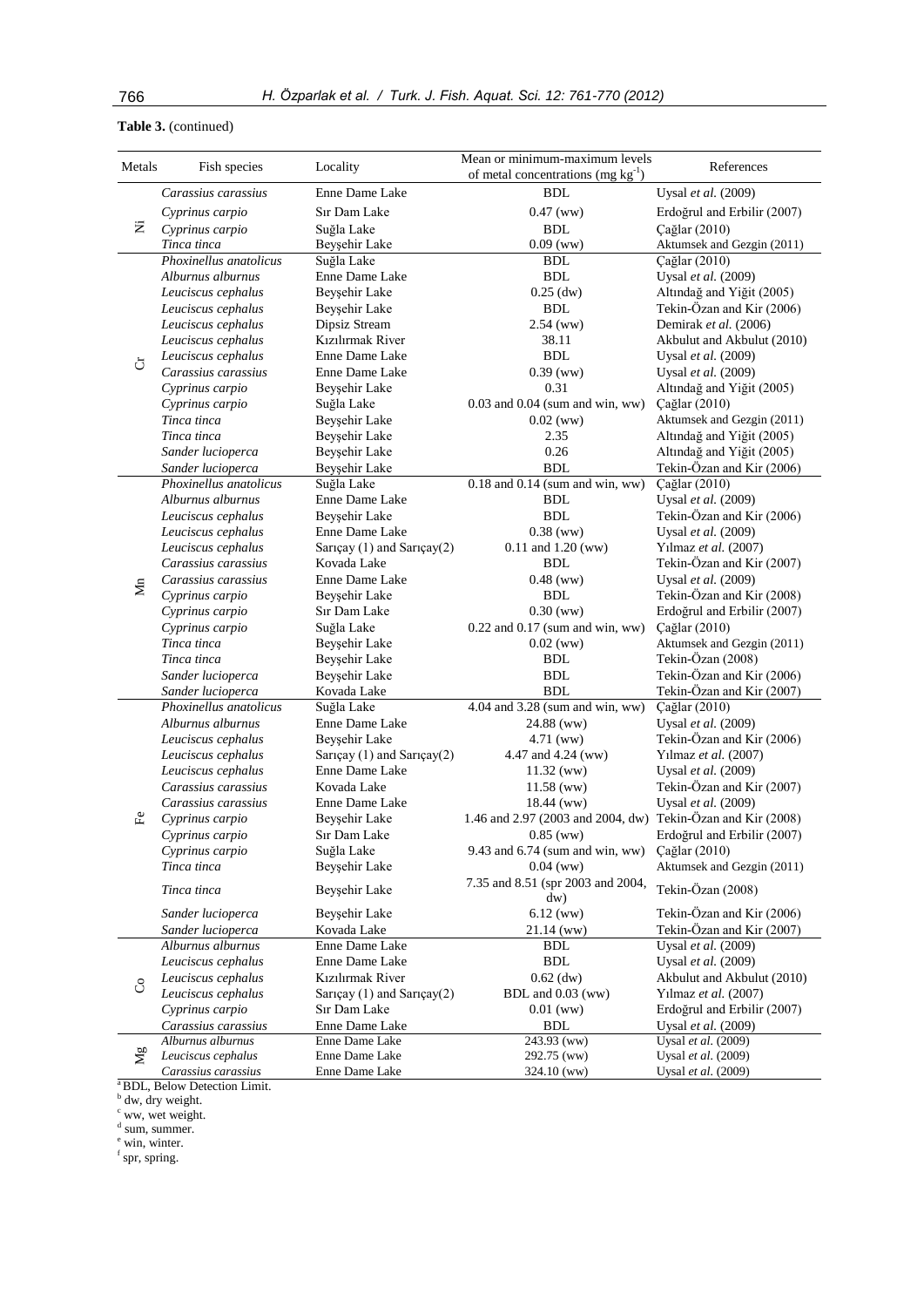**Table 3.** (continued)

| Metals | Fish species | Locality | Mean or minimum-maximum levels of metal concentrations (mg $kg^{-1}$) | References |
|---|---|---|---|---|
| Ni | *Carassius carassius* | Enne Dame Lake | BDL | Uysal *et al.* (2009) |
| | *Cyprinus carpio* | Sır Dam Lake | 0.47 (ww) | Erdoğrul and Erbilir (2007) |
| | *Cyprinus carpio* | Suğla Lake | BDL | Çağlar (2010) |
| | *Tinca tinca* | Beyşehir Lake | 0.09 (ww) | Aktumsek and Gezgin (2011) |
| Cr | *Phoxinellus anatolicus* | Suğla Lake | BDL | Çağlar (2010) |
| | *Alburnus alburnus* | Enne Dame Lake | BDL | Uysal *et al.* (2009) |
| | *Leuciscus cephalus* | Beyşehir Lake | 0.25 (dw) | Altındağ and Yiğit (2005) |
| | *Leuciscus cephalus* | Beyşehir Lake | BDL | Tekin-Özan and Kir (2006) |
| | *Leuciscus cephalus* | Dipsiz Stream | 2.54 (ww) | Demirak *et al.* (2006) |
| | *Leuciscus cephalus* | Kızılırmak River | 38.11 | Akbulut and Akbulut (2010) |
| | *Leuciscus cephalus* | Enne Dame Lake | BDL | Uysal *et al.* (2009) |
| | *Carassius carassius* | Enne Dame Lake | 0.39 (ww) | Uysal *et al.* (2009) |
| | *Cyprinus carpio* | Beyşehir Lake | 0.31 | Altındağ and Yiğit (2005) |
| | *Cyprinus carpio* | Suğla Lake | 0.03 and 0.04 (sum and win, ww) | Çağlar (2010) |
| | *Tinca tinca* | Beyşehir Lake | 0.02 (ww) | Aktumsek and Gezgin (2011) |
| | *Tinca tinca* | Beyşehir Lake | 2.35 | Altındağ and Yiğit (2005) |
| | *Sander lucioperca* | Beyşehir Lake | 0.26 | Altındağ and Yiğit (2005) |
| | *Sander lucioperca* | Beyşehir Lake | BDL | Tekin-Özan and Kir (2006) |
| Mn | *Phoxinellus anatolicus* | Suğla Lake | 0.18 and 0.14 (sum and win, ww) | Çağlar (2010) |
| | *Alburnus alburnus* | Enne Dame Lake | BDL | Uysal *et al.* (2009) |
| | *Leuciscus cephalus* | Beyşehir Lake | BDL | Tekin-Özan and Kir (2006) |
| | *Leuciscus cephalus* | Enne Dame Lake | 0.38 (ww) | Uysal *et al.* (2009) |
| | *Leuciscus cephalus* | Sarıçay (1) and Sarıçay(2) | 0.11 and 1.20 (ww) | Yılmaz *et al.* (2007) |
| | *Carassius carassius* | Kovada Lake | BDL | Tekin-Özan and Kir (2007) |
| | *Carassius carassius* | Enne Dame Lake | 0.48 (ww) | Uysal *et al.* (2009) |
| | *Cyprinus carpio* | Beyşehir Lake | BDL | Tekin-Özan and Kir (2008) |
| | *Cyprinus carpio* | Sır Dam Lake | 0.30 (ww) | Erdoğrul and Erbilir (2007) |
| | *Cyprinus carpio* | Suğla Lake | 0.22 and 0.17 (sum and win, ww) | Çağlar (2010) |
| | *Tinca tinca* | Beyşehir Lake | 0.02 (ww) | Aktumsek and Gezgin (2011) |
| | *Tinca tinca* | Beyşehir Lake | BDL | Tekin-Özan (2008) |
| | *Sander lucioperca* | Beyşehir Lake | BDL | Tekin-Özan and Kir (2006) |
| | *Sander lucioperca* | Kovada Lake | BDL | Tekin-Özan and Kir (2007) |
| Fe | *Phoxinellus anatolicus* | Suğla Lake | 4.04 and 3.28 (sum and win, ww) | Çağlar (2010) |
| | *Alburnus alburnus* | Enne Dame Lake | 24.88 (ww) | Uysal *et al.* (2009) |
| | *Leuciscus cephalus* | Beyşehir Lake | 4.71 (ww) | Tekin-Özan and Kir (2006) |
| | *Leuciscus cephalus* | Sarıçay (1) and Sarıçay(2) | 4.47 and 4.24 (ww) | Yılmaz *et al.* (2007) |
| | *Leuciscus cephalus* | Enne Dame Lake | 11.32 (ww) | Uysal *et al.* (2009) |
| | *Carassius carassius* | Kovada Lake | 11.58 (ww) | Tekin-Özan and Kir (2007) |
| | *Carassius carassius* | Enne Dame Lake | 18.44 (ww) | Uysal *et al.* (2009) |
| | *Cyprinus carpio* | Beyşehir Lake | 1.46 and 2.97 (2003 and 2004, dw) | Tekin-Özan and Kir (2008) |
| | *Cyprinus carpio* | Sır Dam Lake | 0.85 (ww) | Erdoğrul and Erbilir (2007) |
| | *Cyprinus carpio* | Suğla Lake | 9.43 and 6.74 (sum and win, ww) | Çağlar (2010) |
| | *Tinca tinca* | Beyşehir Lake | 0.04 (ww) | Aktumsek and Gezgin (2011) |
| | *Tinca tinca* | Beyşehir Lake | 7.35 and 8.51 (spr 2003 and 2004, dw) | Tekin-Özan (2008) |
| | *Sander lucioperca* | Beyşehir Lake | 6.12 (ww) | Tekin-Özan and Kir (2006) |
| | *Sander lucioperca* | Kovada Lake | 21.14 (ww) | Tekin-Özan and Kir (2007) |
| Co | *Alburnus alburnus* | Enne Dame Lake | BDL | Uysal *et al.* (2009) |
| | *Leuciscus cephalus* | Enne Dame Lake | BDL | Uysal *et al.* (2009) |
| | *Leuciscus cephalus* | Kızılırmak River | 0.62 (dw) | Akbulut and Akbulut (2010) |
| | *Leuciscus cephalus* | Sarıçay (1) and Sarıçay(2) | BDL and 0.03 (ww) | Yılmaz *et al.* (2007) |
| | *Cyprinus carpio* | Sır Dam Lake | 0.01 (ww) | Erdoğrul and Erbilir (2007) |
| | *Carassius carassius* | Enne Dame Lake | BDL | Uysal *et al.* (2009) |
| Mg | *Alburnus alburnus* | Enne Dame Lake | 243.93 (ww) | Uysal *et al.* (2009) |
| | *Leuciscus cephalus* | Enne Dame Lake | 292.75 (ww) | Uysal *et al.* (2009) |
| | *Carassius carassius* | Enne Dame Lake | 324.10 (ww) | Uysal *et al.* (2009) |

[a] BDL, Below Detection Limit.
[b] dw, dry weight.
[c] ww, wet weight.
[d] sum, summer.
[e] win, winter.
[f] spr, spring.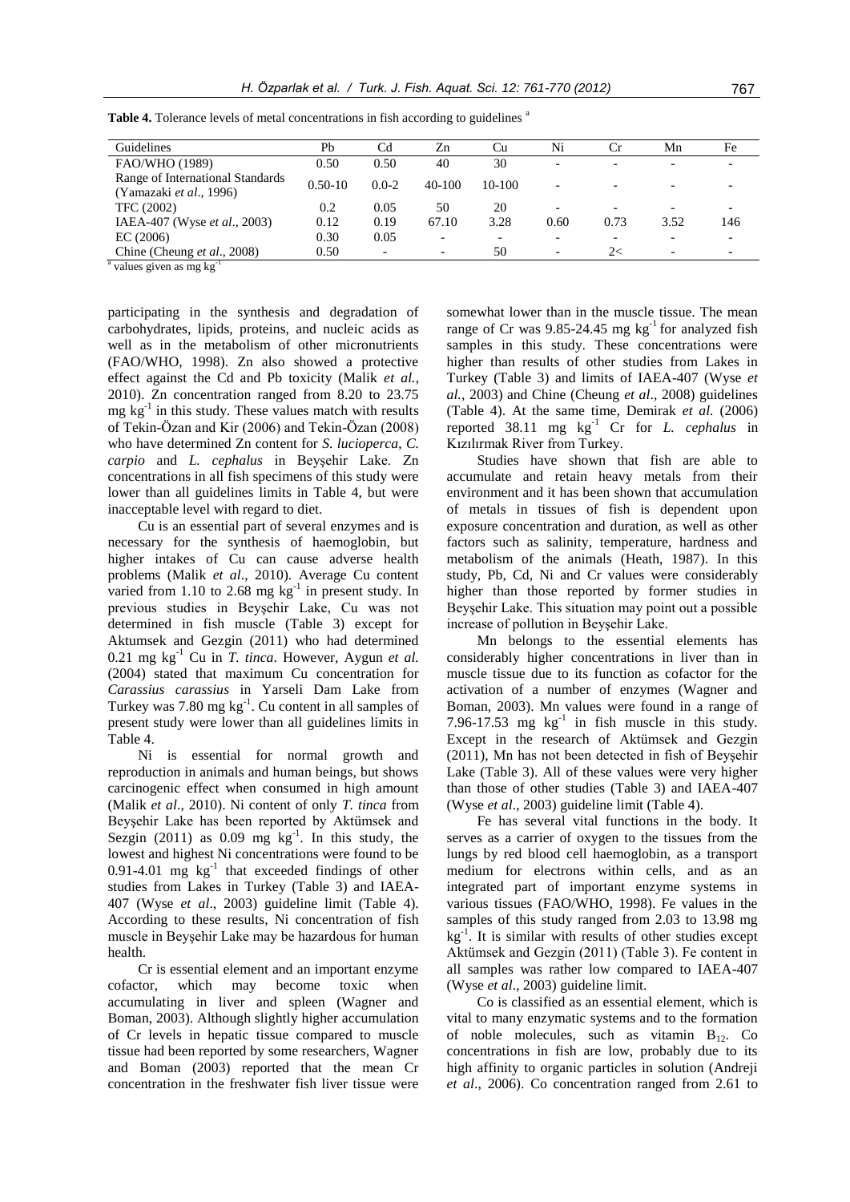**Table 4.** Tolerance levels of metal concentrations in fish according to guidelines [a]

| Guidelines | Pb | Cd | Zn | Cu | Ni | Cr | Mn | Fe |
|---|---|---|---|---|---|---|---|---|
| FAO/WHO (1989) | 0.50 | 0.50 | 40 | 30 | - | - | - | - |
| Range of International Standards (Yamazaki *et al*., 1996) | 0.50-10 | 0.0-2 | 40-100 | 10-100 | - | - | - | - |
| TFC (2002) | 0.2 | 0.05 | 50 | 20 | - | - | - | - |
| IAEA-407 (Wyse *et al*., 2003) | 0.12 | 0.19 | 67.10 | 3.28 | 0.60 | 0.73 | 3.52 | 146 |
| EC (2006) | 0.30 | 0.05 | - | - | - | - | - | - |
| Chine (Cheung *et al*., 2008) | 0.50 | - | - | 50 | - | 2< | - | - |

[a] values given as mg $kg^{-1}$

participating in the synthesis and degradation of carbohydrates, lipids, proteins, and nucleic acids as well as in the metabolism of other micronutrients (FAO/WHO, 1998). Zn also showed a protective effect against the Cd and Pb toxicity (Malik *et al.*, 2010). Zn concentration ranged from 8.20 to 23.75 mg $kg^{-1}$ in this study. These values match with results of Tekin-Özan and Kir (2006) and Tekin-Özan (2008) who have determined Zn content for *S. lucioperca*, *C. carpio* and *L. cephalus* in Beyşehir Lake. Zn concentrations in all fish specimens of this study were lower than all guidelines limits in Table 4, but were inacceptable level with regard to diet.

Cu is an essential part of several enzymes and is necessary for the synthesis of haemoglobin, but higher intakes of Cu can cause adverse health problems (Malik *et al*., 2010). Average Cu content varied from 1.10 to 2.68 mg $kg^{-1}$ in present study. In previous studies in Beyşehir Lake, Cu was not determined in fish muscle (Table 3) except for Aktumsek and Gezgin (2011) who had determined 0.21 mg $kg^{-1}$ Cu in *T. tinca*. However, Aygun *et al.* (2004) stated that maximum Cu concentration for *Carassius carassius* in Yarseli Dam Lake from Turkey was 7.80 mg $kg^{-1}$. Cu content in all samples of present study were lower than all guidelines limits in Table 4.

Ni is essential for normal growth and reproduction in animals and human beings, but shows carcinogenic effect when consumed in high amount (Malik *et al*., 2010). Ni content of only *T. tinca* from Beyşehir Lake has been reported by Aktümsek and Sezgin (2011) as 0.09 mg $kg^{-1}$. In this study, the lowest and highest Ni concentrations were found to be 0.91-4.01 mg $kg^{-1}$ that exceeded findings of other studies from Lakes in Turkey (Table 3) and IAEA-407 (Wyse *et al*., 2003) guideline limit (Table 4). According to these results, Ni concentration of fish muscle in Beyşehir Lake may be hazardous for human health.

Cr is essential element and an important enzyme cofactor, which may become toxic when accumulating in liver and spleen (Wagner and Boman, 2003). Although slightly higher accumulation of Cr levels in hepatic tissue compared to muscle tissue had been reported by some researchers, Wagner and Boman (2003) reported that the mean Cr concentration in the freshwater fish liver tissue were somewhat lower than in the muscle tissue. The mean range of Cr was 9.85-24.45 mg $kg^{-1}$ for analyzed fish samples in this study. These concentrations were higher than results of other studies from Lakes in Turkey (Table 3) and limits of IAEA-407 (Wyse *et al.*, 2003) and Chine (Cheung *et al*., 2008) guidelines (Table 4). At the same time, Demirak *et al.* (2006) reported 38.11 mg $kg^{-1}$ Cr for *L. cephalus* in Kızılırmak River from Turkey.

Studies have shown that fish are able to accumulate and retain heavy metals from their environment and it has been shown that accumulation of metals in tissues of fish is dependent upon exposure concentration and duration, as well as other factors such as salinity, temperature, hardness and metabolism of the animals (Heath, 1987). In this study, Pb, Cd, Ni and Cr values were considerably higher than those reported by former studies in Beyşehir Lake. This situation may point out a possible increase of pollution in Beyşehir Lake.

Mn belongs to the essential elements has considerably higher concentrations in liver than in muscle tissue due to its function as cofactor for the activation of a number of enzymes (Wagner and Boman, 2003). Mn values were found in a range of 7.96-17.53 mg $kg^{-1}$ in fish muscle in this study. Except in the research of Aktümsek and Gezgin (2011), Mn has not been detected in fish of Beyşehir Lake (Table 3). All of these values were very higher than those of other studies (Table 3) and IAEA-407 (Wyse *et al*., 2003) guideline limit (Table 4).

Fe has several vital functions in the body. It serves as a carrier of oxygen to the tissues from the lungs by red blood cell haemoglobin, as a transport medium for electrons within cells, and as an integrated part of important enzyme systems in various tissues (FAO/WHO, 1998). Fe values in the samples of this study ranged from 2.03 to 13.98 mg $kg^{-1}$. It is similar with results of other studies except Aktümsek and Gezgin (2011) (Table 3). Fe content in all samples was rather low compared to IAEA-407 (Wyse *et al*., 2003) guideline limit.

Co is classified as an essential element, which is vital to many enzymatic systems and to the formation of noble molecules, such as vitamin $B_{12}$. Co concentrations in fish are low, probably due to its high affinity to organic particles in solution (Andreji *et al*., 2006). Co concentration ranged from 2.61 to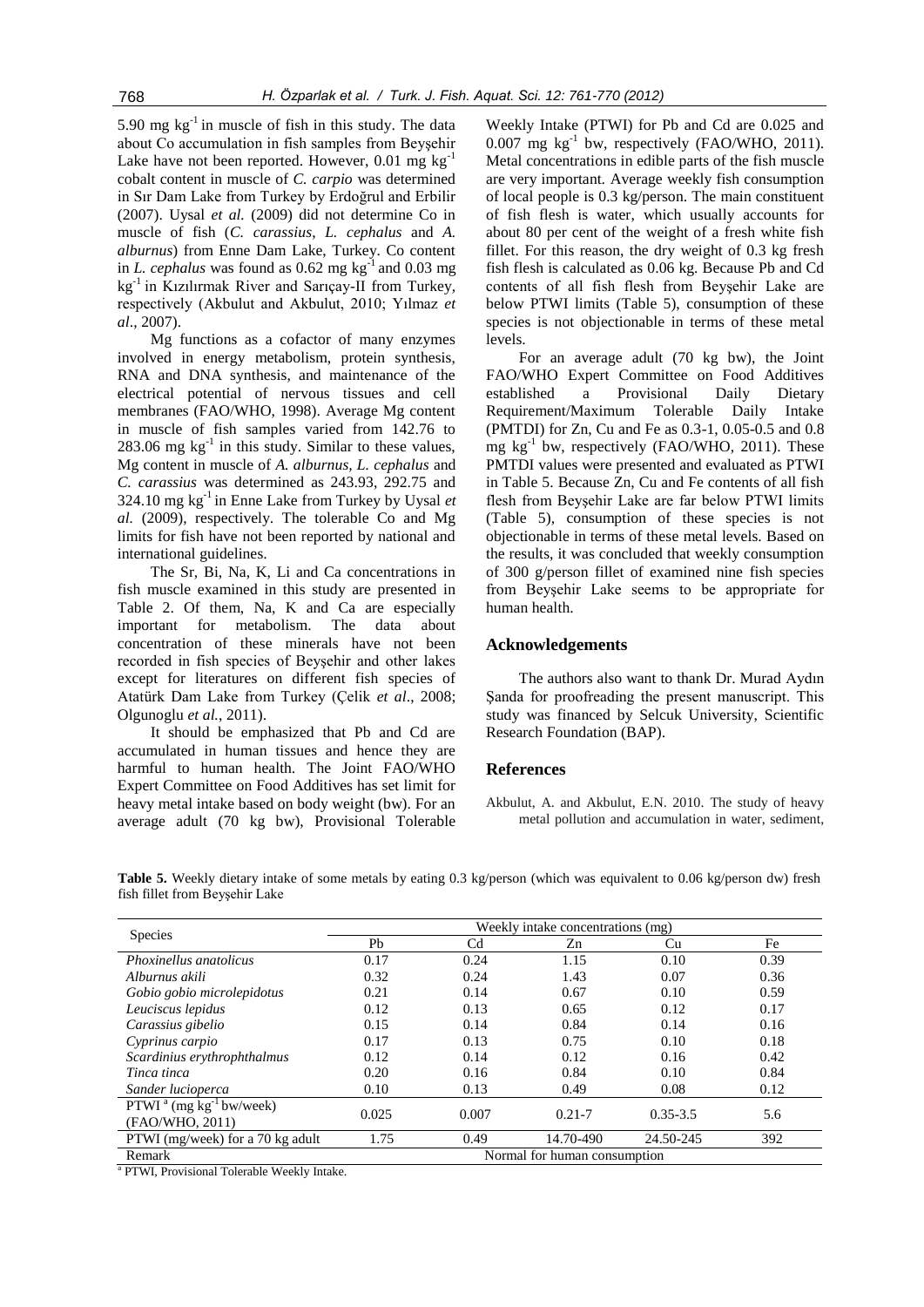5.90 mg $kg^{-1}$ in muscle of fish in this study. The data about Co accumulation in fish samples from Beyşehir Lake have not been reported. However, 0.01 mg $kg^{-1}$ cobalt content in muscle of *C. carpio* was determined in Sır Dam Lake from Turkey by Erdoğrul and Erbilir (2007). Uysal *et al.* (2009) did not determine Co in muscle of fish (*C. carassius*, *L. cephalus* and *A. alburnus*) from Enne Dam Lake, Turkey. Co content in *L. cephalus* was found as 0.62 mg $kg^{-1}$ and 0.03 mg $kg^{-1}$ in Kızılırmak River and Sarıçay-II from Turkey, respectively (Akbulut and Akbulut, 2010; Yılmaz *et al*., 2007).

Mg functions as a cofactor of many enzymes involved in energy metabolism, protein synthesis, RNA and DNA synthesis, and maintenance of the electrical potential of nervous tissues and cell membranes (FAO/WHO, 1998). Average Mg content in muscle of fish samples varied from 142.76 to 283.06 mg $kg^{-1}$ in this study. Similar to these values, Mg content in muscle of *A. alburnus, L. cephalus* and *C. carassius* was determined as 243.93, 292.75 and 324.10 mg $kg^{-1}$ in Enne Lake from Turkey by Uysal *et al.* (2009), respectively. The tolerable Co and Mg limits for fish have not been reported by national and international guidelines.

The Sr, Bi, Na, K, Li and Ca concentrations in fish muscle examined in this study are presented in Table 2. Of them, Na, K and Ca are especially important for metabolism. The data about concentration of these minerals have not been recorded in fish species of Beyşehir and other lakes except for literatures on different fish species of Atatürk Dam Lake from Turkey (Çelik *et al*., 2008; Olgunoglu *et al.*, 2011).

It should be emphasized that Pb and Cd are accumulated in human tissues and hence they are harmful to human health. The Joint FAO/WHO Expert Committee on Food Additives has set limit for heavy metal intake based on body weight (bw). For an average adult (70 kg bw), Provisional Tolerable Weekly Intake (PTWI) for Pb and Cd are 0.025 and 0.007 mg $kg^{-1}$ bw, respectively (FAO/WHO, 2011). Metal concentrations in edible parts of the fish muscle are very important. Average weekly fish consumption of local people is 0.3 kg/person. The main constituent of fish flesh is water, which usually accounts for about 80 per cent of the weight of a fresh white fish fillet. For this reason, the dry weight of 0.3 kg fresh fish flesh is calculated as 0.06 kg. Because Pb and Cd contents of all fish flesh from Beyşehir Lake are below PTWI limits (Table 5), consumption of these species is not objectionable in terms of these metal levels.

For an average adult (70 kg bw), the Joint FAO/WHO Expert Committee on Food Additives established a Provisional Daily Dietary Requirement/Maximum Tolerable Daily Intake (PMTDI) for Zn, Cu and Fe as 0.3-1, 0.05-0.5 and 0.8 mg $kg^{-1}$ bw, respectively (FAO/WHO, 2011). These PMTDI values were presented and evaluated as PTWI in Table 5. Because Zn, Cu and Fe contents of all fish flesh from Beyşehir Lake are far below PTWI limits (Table 5), consumption of these species is not objectionable in terms of these metal levels. Based on the results, it was concluded that weekly consumption of 300 g/person fillet of examined nine fish species from Beyşehir Lake seems to be appropriate for human health.

## Acknowledgements

The authors also want to thank Dr. Murad Aydın Şanda for proofreading the present manuscript. This study was financed by Selcuk University, Scientific Research Foundation (BAP).

## References

Akbulut, A. and Akbulut, E.N. 2010. The study of heavy metal pollution and accumulation in water, sediment,

**Table 5.** Weekly dietary intake of some metals by eating 0.3 kg/person (which was equivalent to 0.06 kg/person dw) fresh fish fillet from Beyşehir Lake

| Species | Weekly intake concentrations (mg) | | | | |
|---|---|---|---|---|---|
| | Pb | Cd | Zn | Cu | Fe |
| *Phoxinellus anatolicus* | 0.17 | 0.24 | 1.15 | 0.10 | 0.39 |
| *Alburnus akili* | 0.32 | 0.24 | 1.43 | 0.07 | 0.36 |
| *Gobio gobio microlepidotus* | 0.21 | 0.14 | 0.67 | 0.10 | 0.59 |
| *Leuciscus lepidus* | 0.12 | 0.13 | 0.65 | 0.12 | 0.17 |
| *Carassius gibelio* | 0.15 | 0.14 | 0.84 | 0.14 | 0.16 |
| *Cyprinus carpio* | 0.17 | 0.13 | 0.75 | 0.10 | 0.18 |
| *Scardinius erythrophthalmus* | 0.12 | 0.14 | 0.12 | 0.16 | 0.42 |
| *Tinca tinca* | 0.20 | 0.16 | 0.84 | 0.10 | 0.84 |
| *Sander lucioperca* | 0.10 | 0.13 | 0.49 | 0.08 | 0.12 |
| PTWI [a] (mg $kg^{-1}$ bw/week) (FAO/WHO, 2011) | 0.025 | 0.007 | 0.21-7 | 0.35-3.5 | 5.6 |
| PTWI (mg/week) for a 70 kg adult | 1.75 | 0.49 | 14.70-490 | 24.50-245 | 392 |
| Remark | Normal for human consumption | | | | |

[a] PTWI, Provisional Tolerable Weekly Intake.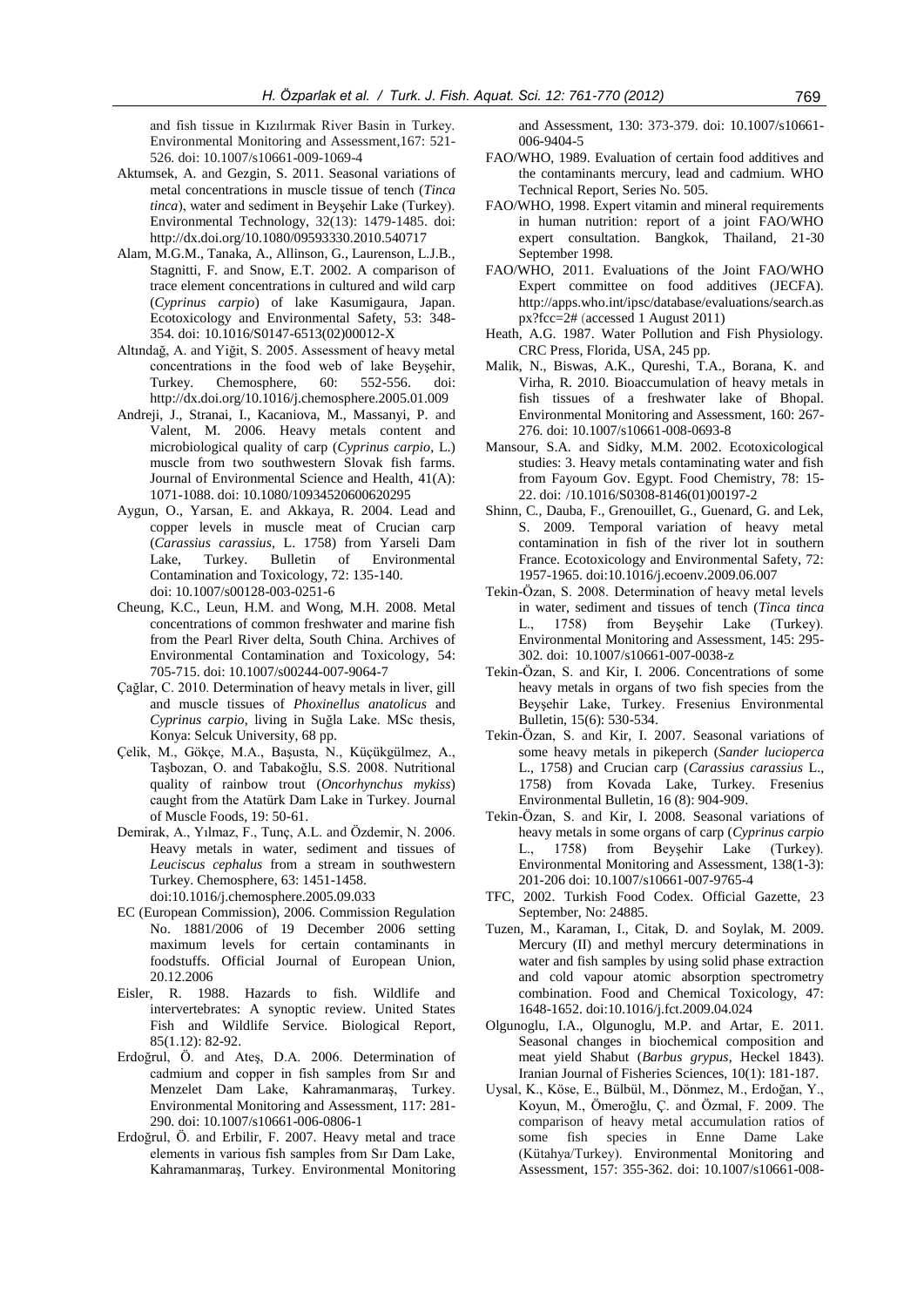and fish tissue in Kızılırmak River Basin in Turkey. Environmental Monitoring and Assessment,167: 521-526. doi: 10.1007/s10661-009-1069-4

Aktumsek, A. and Gezgin, S. 2011. Seasonal variations of metal concentrations in muscle tissue of tench (*Tinca tinca*), water and sediment in Beyşehir Lake (Turkey). Environmental Technology, 32(13): 1479-1485. doi: http://dx.doi.org/10.1080/09593330.2010.540717

Alam, M.G.M., Tanaka, A., Allinson, G., Laurenson, L.J.B., Stagnitti, F. and Snow, E.T. 2002. A comparison of trace element concentrations in cultured and wild carp (*Cyprinus carpio*) of lake Kasumigaura, Japan. Ecotoxicology and Environmental Safety, 53: 348-354. doi: 10.1016/S0147-6513(02)00012-X

Altındağ, A. and Yiğit, S. 2005. Assessment of heavy metal concentrations in the food web of lake Beyşehir, Turkey. Chemosphere, 60: 552-556. doi: http://dx.doi.org/10.1016/j.chemosphere.2005.01.009

Andreji, J., Stranai, I., Kacaniova, M., Massanyi, P. and Valent, M. 2006. Heavy metals content and microbiological quality of carp (*Cyprinus carpio*, L.) muscle from two southwestern Slovak fish farms. Journal of Environmental Science and Health, 41(A): 1071-1088. doi: 10.1080/10934520600620295

Aygun, O., Yarsan, E. and Akkaya, R. 2004. Lead and copper levels in muscle meat of Crucian carp (*Carassius carassius*, L. 1758) from Yarseli Dam Lake, Turkey. Bulletin of Environmental Contamination and Toxicology, 72: 135-140. doi: 10.1007/s00128-003-0251-6

Cheung, K.C., Leun, H.M. and Wong, M.H. 2008. Metal concentrations of common freshwater and marine fish from the Pearl River delta, South China. Archives of Environmental Contamination and Toxicology, 54: 705-715. doi: 10.1007/s00244-007-9064-7

Çağlar, C. 2010. Determination of heavy metals in liver, gill and muscle tissues of *Phoxinellus anatolicus* and *Cyprinus carpio*, living in Suğla Lake. MSc thesis, Konya: Selcuk University, 68 pp.

Çelik, M., Gökçe, M.A., Başusta, N., Küçükgülmez, A., Taşbozan, O. and Tabakoğlu, S.S. 2008. Nutritional quality of rainbow trout (*Oncorhynchus mykiss*) caught from the Atatürk Dam Lake in Turkey. Journal of Muscle Foods, 19: 50-61.

Demirak, A., Yılmaz, F., Tunç, A.L. and Özdemir, N. 2006. Heavy metals in water, sediment and tissues of *Leuciscus cephalus* from a stream in southwestern Turkey. Chemosphere, 63: 1451-1458. doi:10.1016/j.chemosphere.2005.09.033

EC (European Commission), 2006. Commission Regulation No. 1881/2006 of 19 December 2006 setting maximum levels for certain contaminants in foodstuffs. Official Journal of European Union, 20.12.2006

Eisler, R. 1988. Hazards to fish. Wildlife and intervertebrates: A synoptic review. United States Fish and Wildlife Service. Biological Report, 85(1.12): 82-92.

Erdoğrul, Ö. and Ateş, D.A. 2006. Determination of cadmium and copper in fish samples from Sır and Menzelet Dam Lake, Kahramanmaraş, Turkey. Environmental Monitoring and Assessment, 117: 281-290. doi: 10.1007/s10661-006-0806-1

Erdoğrul, Ö. and Erbilir, F. 2007. Heavy metal and trace elements in various fish samples from Sır Dam Lake, Kahramanmaraş, Turkey. Environmental Monitoring and Assessment, 130: 373-379. doi: 10.1007/s10661-006-9404-5

FAO/WHO, 1989. Evaluation of certain food additives and the contaminants mercury, lead and cadmium. WHO Technical Report, Series No. 505.

FAO/WHO, 1998. Expert vitamin and mineral requirements in human nutrition: report of a joint FAO/WHO expert consultation. Bangkok, Thailand, 21-30 September 1998.

FAO/WHO, 2011. Evaluations of the Joint FAO/WHO Expert committee on food additives (JECFA). http://apps.who.int/ipsc/database/evaluations/search.aspx?fcc=2# (accessed 1 August 2011)

Heath, A.G. 1987. Water Pollution and Fish Physiology. CRC Press, Florida, USA, 245 pp.

Malik, N., Biswas, A.K., Qureshi, T.A., Borana, K. and Virha, R. 2010. Bioaccumulation of heavy metals in fish tissues of a freshwater lake of Bhopal. Environmental Monitoring and Assessment, 160: 267-276. doi: 10.1007/s10661-008-0693-8

Mansour, S.A. and Sidky, M.M. 2002. Ecotoxicological studies: 3. Heavy metals contaminating water and fish from Fayoum Gov. Egypt. Food Chemistry, 78: 15-22. doi: /10.1016/S0308-8146(01)00197-2

Shinn, C., Dauba, F., Grenouillet, G., Guenard, G. and Lek, S. 2009. Temporal variation of heavy metal contamination in fish of the river lot in southern France. Ecotoxicology and Environmental Safety, 72: 1957-1965. doi:10.1016/j.ecoenv.2009.06.007

Tekin-Özan, S. 2008. Determination of heavy metal levels in water, sediment and tissues of tench (*Tinca tinca* L., 1758) from Beyşehir Lake (Turkey). Environmental Monitoring and Assessment, 145: 295-302. doi: 10.1007/s10661-007-0038-z

Tekin-Özan, S. and Kir, I. 2006. Concentrations of some heavy metals in organs of two fish species from the Beyşehir Lake, Turkey. Fresenius Environmental Bulletin, 15(6): 530-534.

Tekin-Özan, S. and Kir, I. 2007. Seasonal variations of some heavy metals in pikeperch (*Sander lucioperca* L., 1758) and Crucian carp (*Carassius carassius* L., 1758) from Kovada Lake, Turkey. Fresenius Environmental Bulletin, 16 (8): 904-909.

Tekin-Özan, S. and Kir, I. 2008. Seasonal variations of heavy metals in some organs of carp (*Cyprinus carpio* L., 1758) from Beyşehir Lake (Turkey). Environmental Monitoring and Assessment, 138(1-3): 201-206 doi: 10.1007/s10661-007-9765-4

TFC, 2002. Turkish Food Codex. Official Gazette, 23 September, No: 24885.

Tuzen, M., Karaman, I., Citak, D. and Soylak, M. 2009. Mercury (II) and methyl mercury determinations in water and fish samples by using solid phase extraction and cold vapour atomic absorption spectrometry combination. Food and Chemical Toxicology, 47: 1648-1652. doi:10.1016/j.fct.2009.04.024

Olgunoglu, I.A., Olgunoglu, M.P. and Artar, E. 2011. Seasonal changes in biochemical composition and meat yield Shabut (*Barbus grypus*, Heckel 1843). Iranian Journal of Fisheries Sciences, 10(1): 181-187.

Uysal, K., Köse, E., Bülbül, M., Dönmez, M., Erdoğan, Y., Koyun, M., Ömeroğlu, Ç. and Özmal, F. 2009. The comparison of heavy metal accumulation ratios of some fish species in Enne Dame Lake (Kütahya/Turkey). Environmental Monitoring and Assessment, 157: 355-362. doi: 10.1007/s10661-008-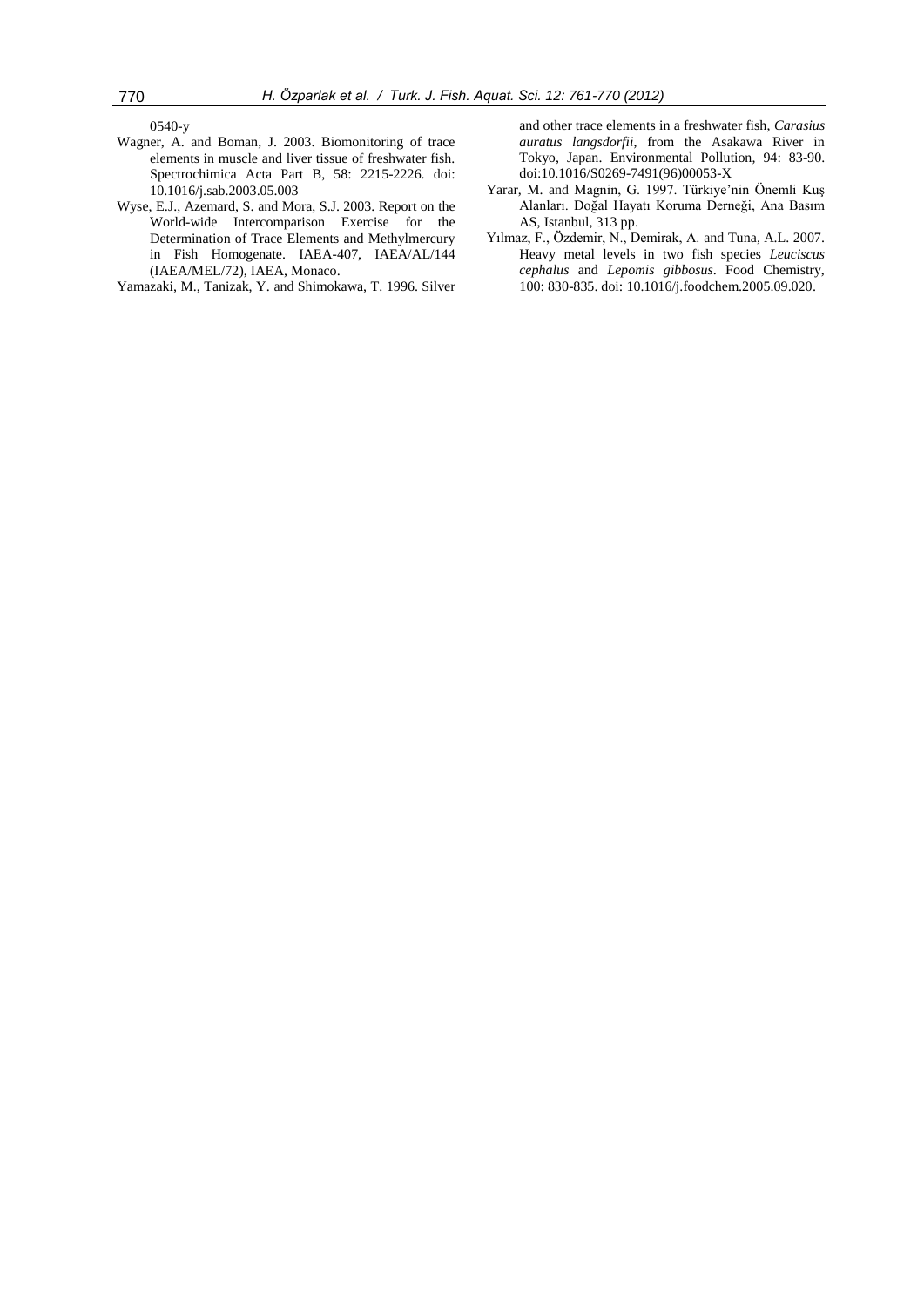0540-y

Wagner, A. and Boman, J. 2003. Biomonitoring of trace elements in muscle and liver tissue of freshwater fish. Spectrochimica Acta Part B, 58: 2215-2226. doi: 10.1016/j.sab.2003.05.003

Wyse, E.J., Azemard, S. and Mora, S.J. 2003. Report on the World-wide Intercomparison Exercise for the Determination of Trace Elements and Methylmercury in Fish Homogenate. IAEA-407, IAEA/AL/144 (IAEA/MEL/72), IAEA, Monaco.

Yamazaki, M., Tanizak, Y. and Shimokawa, T. 1996. Silver and other trace elements in a freshwater fish, *Carasius auratus langsdorfii*, from the Asakawa River in Tokyo, Japan. Environmental Pollution, 94: 83-90. doi:10.1016/S0269-7491(96)00053-X

Yarar, M. and Magnin, G. 1997. Türkiye'nin Önemli Kuş Alanları. Doğal Hayatı Koruma Derneği, Ana Basım AS, Istanbul, 313 pp.

Yılmaz, F., Özdemir, N., Demirak, A. and Tuna, A.L. 2007. Heavy metal levels in two fish species *Leuciscus cephalus* and *Lepomis gibbosus*. Food Chemistry, 100: 830-835. doi: 10.1016/j.foodchem.2005.09.020.